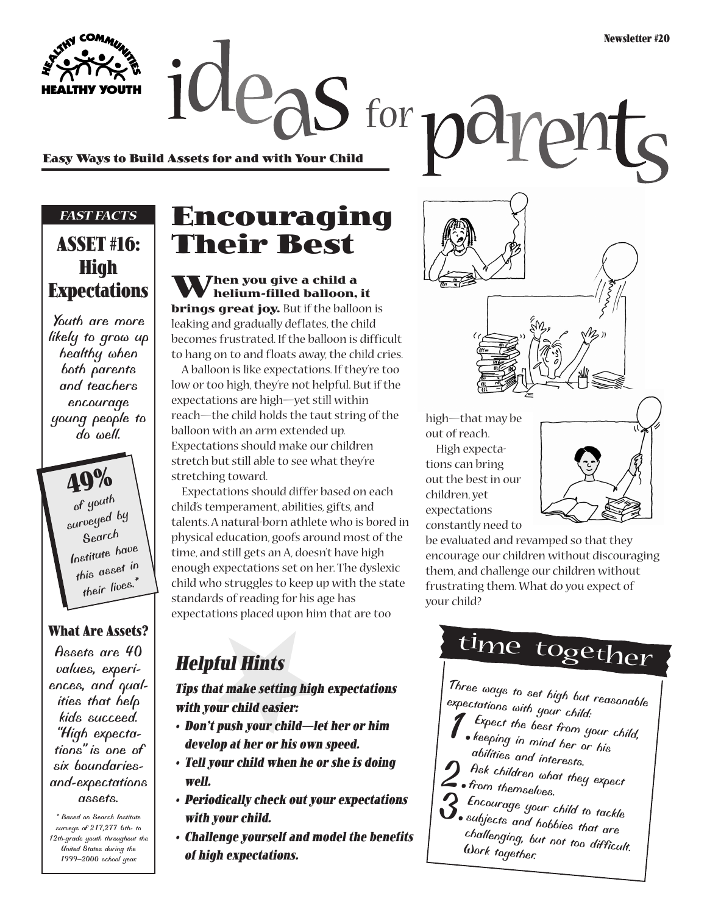Newsletter #20

HEALTHY COMMUNITIES HEALTHY YOUTH

# ideas for parents

**Easy Ways to Build Assets for and with Your Child**

*FAST FACTS*

## ASSET #16: High Expectations

Youth are more likely to grow up healthy when both parents and teachers encourage young people to do well.

**49%** of youth surveyed by Search Institute have this asset in their lives.*

### What Are Assets?

Assets are 40 values, experiences, and qualities that help kids succeed. "High expectations" is one of six boundaries-and-expectations assets.

\* Based on Search Institute surveys of 217,277 6th- to 12th-grade youth throughout the United States during the 1999–2000 school year.

# Encouraging Their Best

**When you give a child a helium-filled balloon, it brings great joy.** But if the balloon is leaking and gradually deflates, the child becomes frustrated. If the balloon is difficult to hang on to and floats away, the child cries.

A balloon is like expectations. If they're too low or too high, they're not helpful. But if the expectations are high—yet still within reach—the child holds the taut string of the balloon with an arm extended up. Expectations should make our children stretch but still able to see what they're stretching toward.

Expectations should differ based on each child's temperament, abilities, gifts, and talents. A natural-born athlete who is bored in physical education, goofs around most of the time, and still gets an A, doesn't have high enough expectations set on her. The dyslexic child who struggles to keep up with the state standards of reading for his age has expectations placed upon him that are too high—that may be out of reach.

High expectations can bring out the best in our children, yet expectations constantly need to be evaluated and revamped so that they encourage our children without discouraging them, and challenge our children without frustrating them. What do you expect of your child?

## *Helpful Hints*

***Tips that make setting high expectations with your child easier:***

- ***Don't push your child—let her or him develop at her or his own speed.***
- ***Tell your child when he or she is doing well.***
- ***Periodically check out your expectations with your child.***
- ***Challenge yourself and model the benefits of high expectations.***

## time together

Three ways to set high but reasonable expectations with your child:

1. Expect the best from your child, keeping in mind her or his abilities and interests.
2. Ask children what they expect from themselves.
3. Encourage your child to tackle subjects and hobbies that are challenging, but not too difficult. Work together.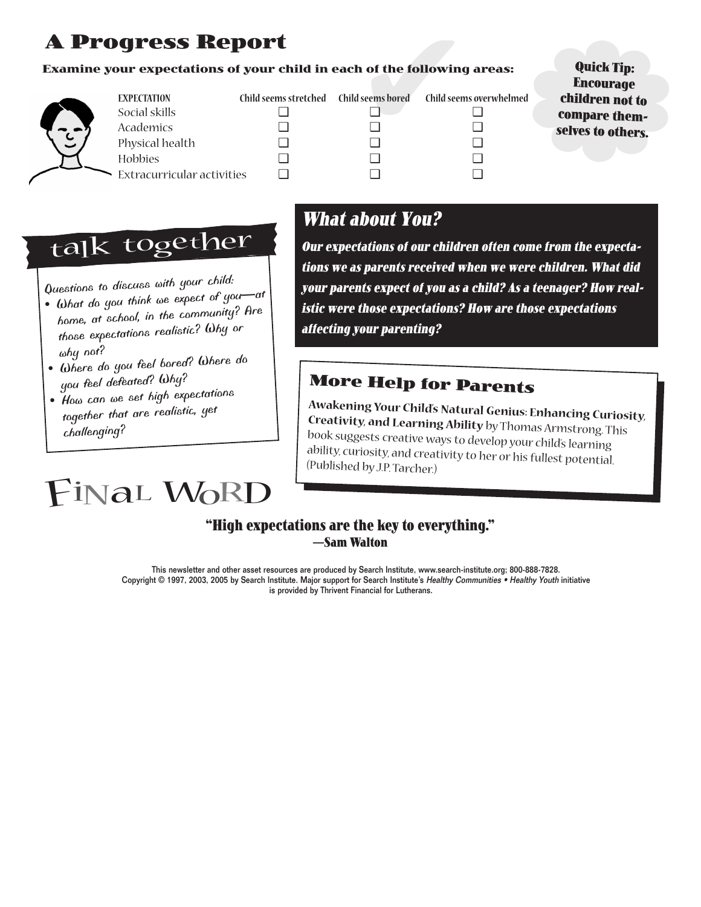# A Progress Report

**Examine your expectations of your child in each of the following areas:**

| EXPECTATION | Child seems stretched | Child seems bored | Child seems overwhelmed |
|---|---|---|---|
| Social skills | ❑ | ❑ | ❑ |
| Academics | ❑ | ❑ | ❑ |
| Physical health | ❑ | ❑ | ❑ |
| Hobbies | ❑ | ❑ | ❑ |
| Extracurricular activities | ❑ | ❑ | ❑ |

**Quick Tip: Encourage children not to compare themselves to others.**

## talk together

Questions to discuss with your child:

- What do you think we expect of you—at home, at school, in the community? Are those expectations realistic? Why or why not?
- Where do you feel bored? Where do you feel defeated? Why?
- How can we set high expectations together that are realistic, yet challenging?

## *What about You?*

***Our expectations of our children often come from the expectations we as parents received when we were children. What did your parents expect of you as a child? As a teenager? How realistic were those expectations? How are those expectations affecting your parenting?***

## More Help for Parents

**Awakening Your Child's Natural Genius: Enhancing Curiosity, Creativity, and Learning Ability** by Thomas Armstrong. This book suggests creative ways to develop your child's learning ability, curiosity, and creativity to her or his fullest potential. (Published by J.P. Tarcher.)

## Final Word

**"High expectations are the key to everything."**
**—Sam Walton**

This newsletter and other asset resources are produced by Search Institute, www.search-institute.org; 800-888-7828. Copyright © 1997, 2003, 2005 by Search Institute. Major support for Search Institute's *Healthy Communities • Healthy Youth* initiative is provided by Thrivent Financial for Lutherans.